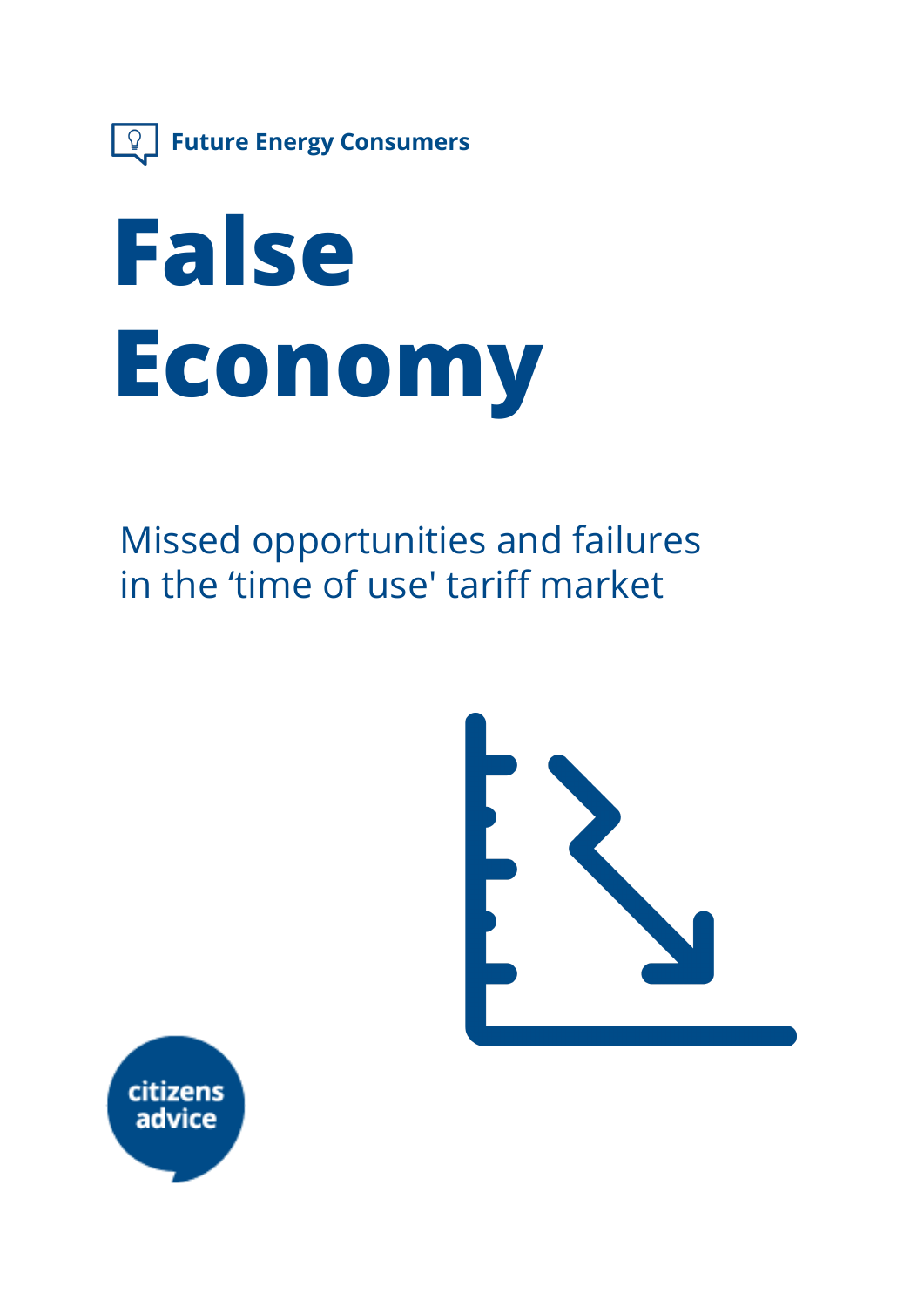Future Energy Consumers

# False Economy

Missed opportunities and failures in the 'time of use' tariff market

citizens advice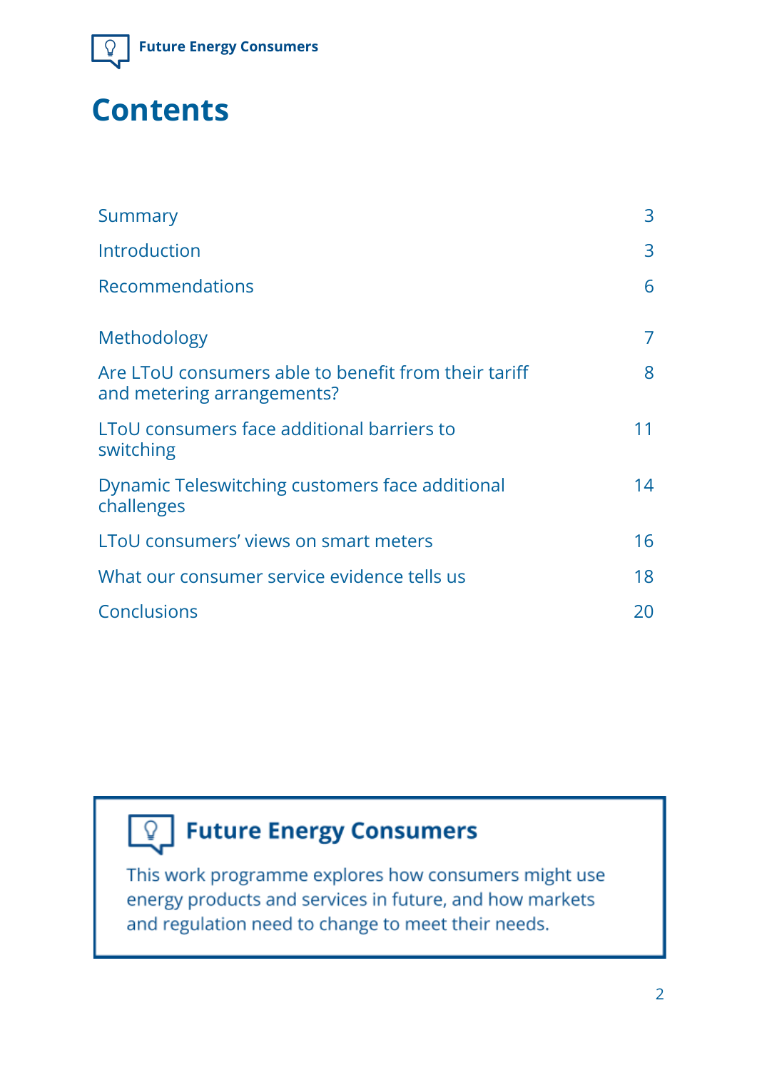# Contents

| | |
|---|---|
| Summary | 3 |
| Introduction | 3 |
| Recommendations | 6 |
| Methodology | 7 |
| Are LToU consumers able to benefit from their tariff and metering arrangements? | 8 |
| LToU consumers face additional barriers to switching | 11 |
| Dynamic Teleswitching customers face additional challenges | 14 |
| LToU consumers' views on smart meters | 16 |
| What our consumer service evidence tells us | 18 |
| Conclusions | 20 |

## Future Energy Consumers

This work programme explores how consumers might use energy products and services in future, and how markets and regulation need to change to meet their needs.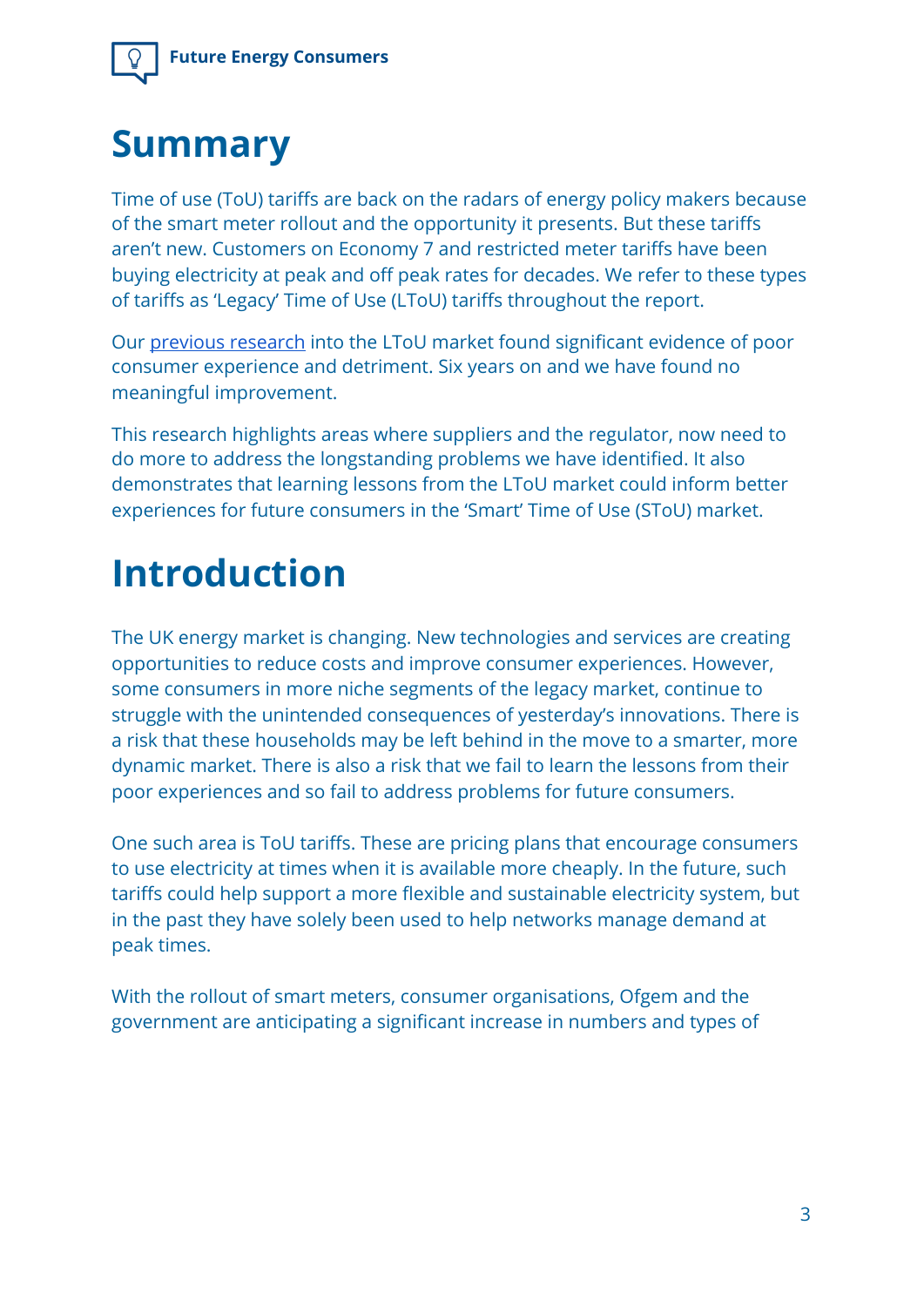# Summary

Time of use (ToU) tariffs are back on the radars of energy policy makers because of the smart meter rollout and the opportunity it presents. But these tariffs aren't new. Customers on Economy 7 and restricted meter tariffs have been buying electricity at peak and off peak rates for decades. We refer to these types of tariffs as 'Legacy' Time of Use (LToU) tariffs throughout the report.

Our previous research into the LToU market found significant evidence of poor consumer experience and detriment. Six years on and we have found no meaningful improvement.

This research highlights areas where suppliers and the regulator, now need to do more to address the longstanding problems we have identified. It also demonstrates that learning lessons from the LToU market could inform better experiences for future consumers in the 'Smart' Time of Use (SToU) market.

# Introduction

The UK energy market is changing. New technologies and services are creating opportunities to reduce costs and improve consumer experiences. However, some consumers in more niche segments of the legacy market, continue to struggle with the unintended consequences of yesterday's innovations. There is a risk that these households may be left behind in the move to a smarter, more dynamic market. There is also a risk that we fail to learn the lessons from their poor experiences and so fail to address problems for future consumers.

One such area is ToU tariffs. These are pricing plans that encourage consumers to use electricity at times when it is available more cheaply. In the future, such tariffs could help support a more flexible and sustainable electricity system, but in the past they have solely been used to help networks manage demand at peak times.

With the rollout of smart meters, consumer organisations, Ofgem and the government are anticipating a significant increase in numbers and types of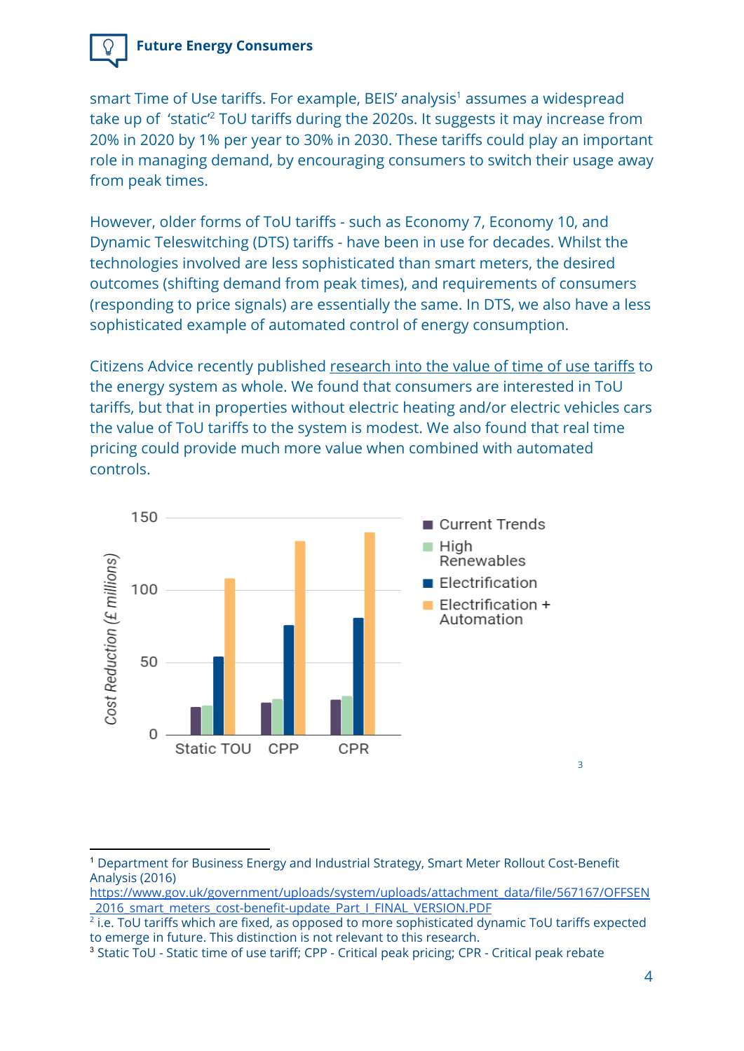smart Time of Use tariffs. For example, BEIS' analysis[1] assumes a widespread take up of 'static'[2] ToU tariffs during the 2020s. It suggests it may increase from 20% in 2020 by 1% per year to 30% in 2030. These tariffs could play an important role in managing demand, by encouraging consumers to switch their usage away from peak times.

However, older forms of ToU tariffs - such as Economy 7, Economy 10, and Dynamic Teleswitching (DTS) tariffs - have been in use for decades. Whilst the technologies involved are less sophisticated than smart meters, the desired outcomes (shifting demand from peak times), and requirements of consumers (responding to price signals) are essentially the same. In DTS, we also have a less sophisticated example of automated control of energy consumption.

Citizens Advice recently published research into the value of time of use tariffs to the energy system as whole. We found that consumers are interested in ToU tariffs, but that in properties without electric heating and/or electric vehicles cars the value of ToU tariffs to the system is modest. We also found that real time pricing could provide much more value when combined with automated controls.

[3]

---

[1] Department for Business Energy and Industrial Strategy, Smart Meter Rollout Cost-Benefit Analysis (2016) https://www.gov.uk/government/uploads/system/uploads/attachment_data/file/567167/OFFSEN_2016_smart_meters_cost-benefit-update_Part_I_FINAL_VERSION.PDF

[2] i.e. ToU tariffs which are fixed, as opposed to more sophisticated dynamic ToU tariffs expected to emerge in future. This distinction is not relevant to this research.

[3] Static ToU - Static time of use tariff; CPP - Critical peak pricing; CPR - Critical peak rebate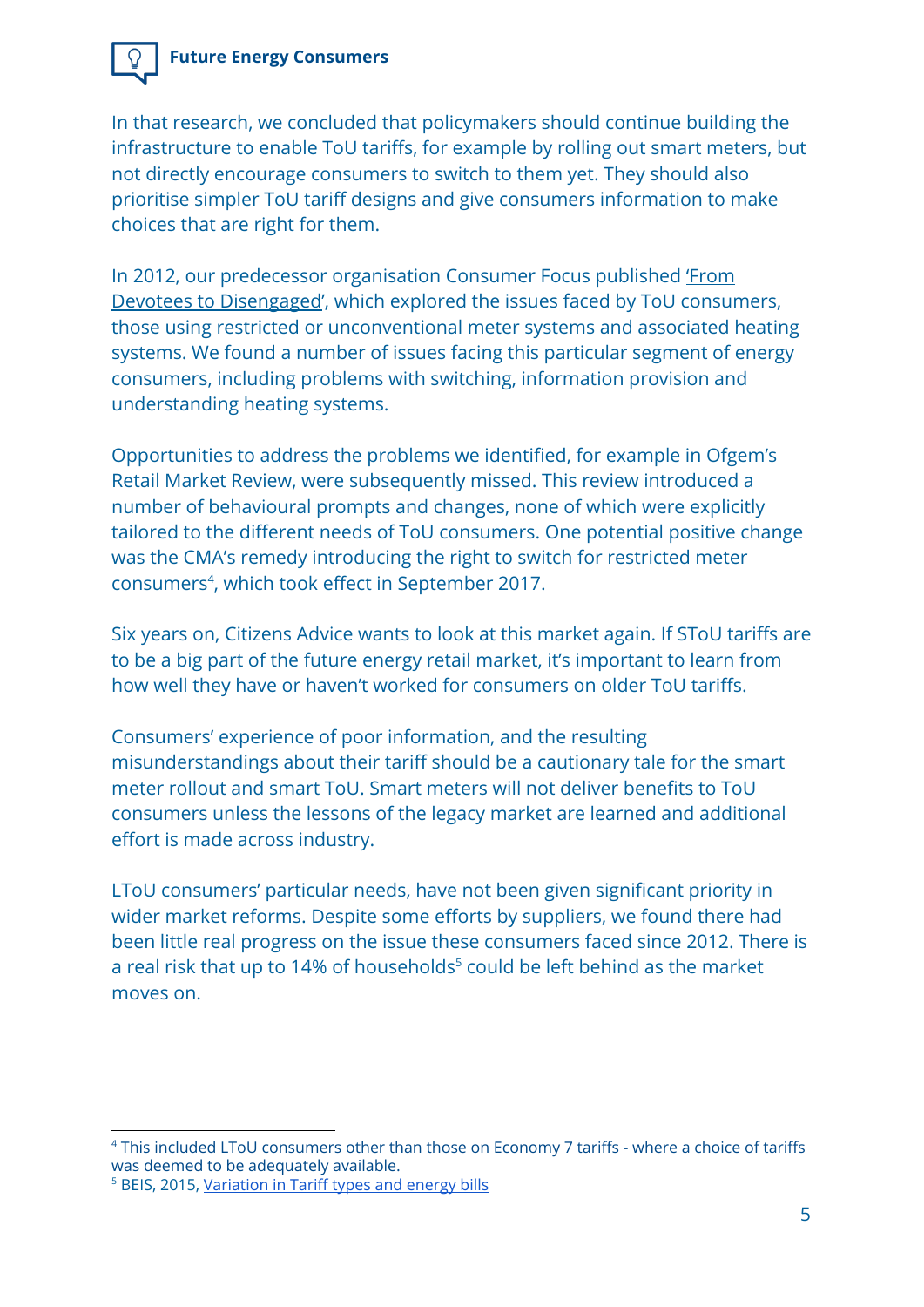In that research, we concluded that policymakers should continue building the infrastructure to enable ToU tariffs, for example by rolling out smart meters, but not directly encourage consumers to switch to them yet. They should also prioritise simpler ToU tariff designs and give consumers information to make choices that are right for them.

In 2012, our predecessor organisation Consumer Focus published 'From Devotees to Disengaged', which explored the issues faced by ToU consumers, those using restricted or unconventional meter systems and associated heating systems. We found a number of issues facing this particular segment of energy consumers, including problems with switching, information provision and understanding heating systems.

Opportunities to address the problems we identified, for example in Ofgem's Retail Market Review, were subsequently missed. This review introduced a number of behavioural prompts and changes, none of which were explicitly tailored to the different needs of ToU consumers. One potential positive change was the CMA's remedy introducing the right to switch for restricted meter consumers[4], which took effect in September 2017.

Six years on, Citizens Advice wants to look at this market again. If SToU tariffs are to be a big part of the future energy retail market, it's important to learn from how well they have or haven't worked for consumers on older ToU tariffs.

Consumers' experience of poor information, and the resulting misunderstandings about their tariff should be a cautionary tale for the smart meter rollout and smart ToU. Smart meters will not deliver benefits to ToU consumers unless the lessons of the legacy market are learned and additional effort is made across industry.

LToU consumers' particular needs, have not been given significant priority in wider market reforms. Despite some efforts by suppliers, we found there had been little real progress on the issue these consumers faced since 2012. There is a real risk that up to 14% of households[5] could be left behind as the market moves on.

---

[4] This included LToU consumers other than those on Economy 7 tariffs - where a choice of tariffs was deemed to be adequately available.

[5] BEIS, 2015, Variation in Tariff types and energy bills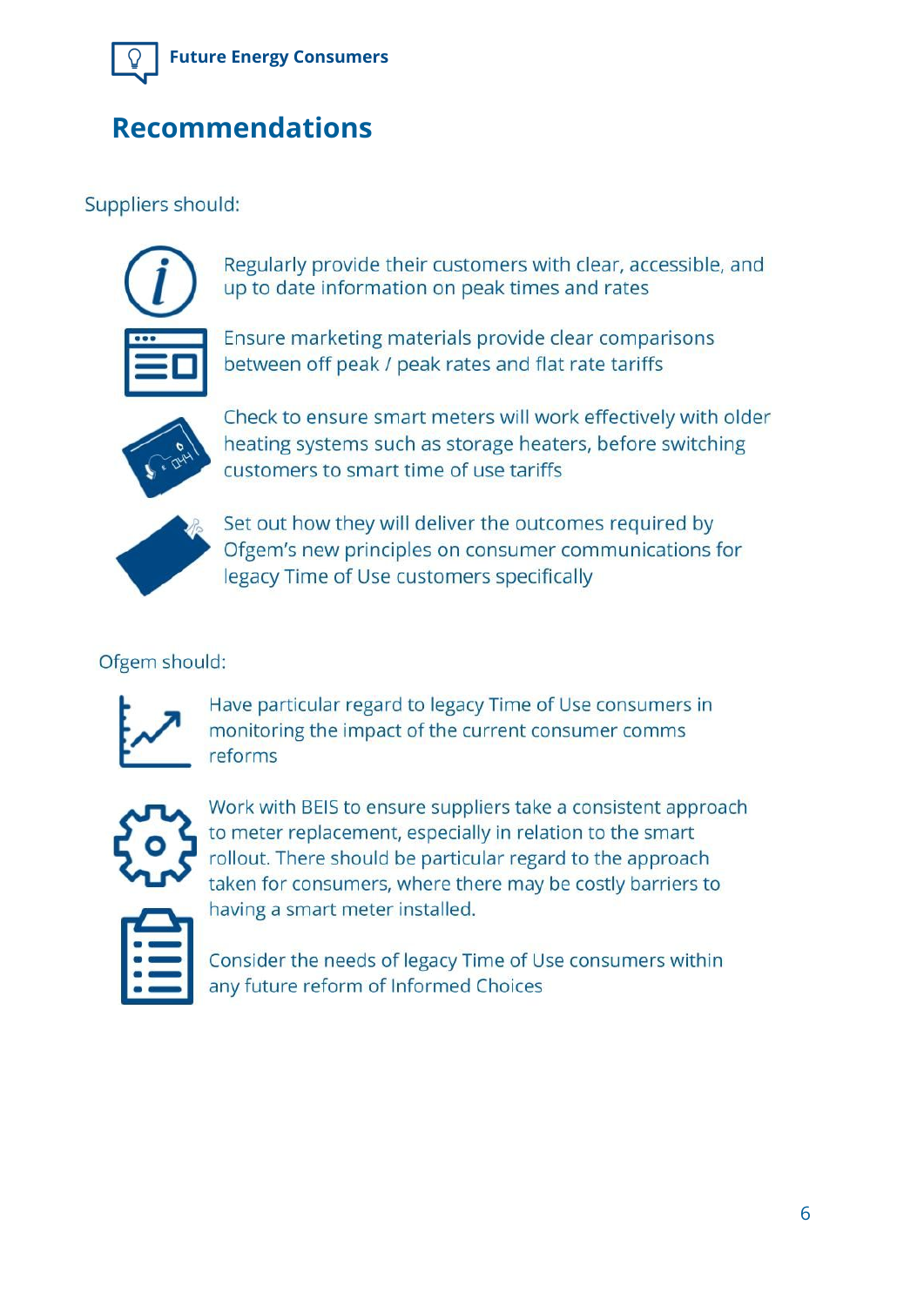## Recommendations

Suppliers should:

- Regularly provide their customers with clear, accessible, and up to date information on peak times and rates
- Ensure marketing materials provide clear comparisons between off peak / peak rates and flat rate tariffs
- Check to ensure smart meters will work effectively with older heating systems such as storage heaters, before switching customers to smart time of use tariffs
- Set out how they will deliver the outcomes required by Ofgem's new principles on consumer communications for legacy Time of Use customers specifically

Ofgem should:

- Have particular regard to legacy Time of Use consumers in monitoring the impact of the current consumer comms reforms
- Work with BEIS to ensure suppliers take a consistent approach to meter replacement, especially in relation to the smart rollout. There should be particular regard to the approach taken for consumers, where there may be costly barriers to having a smart meter installed.
- Consider the needs of legacy Time of Use consumers within any future reform of Informed Choices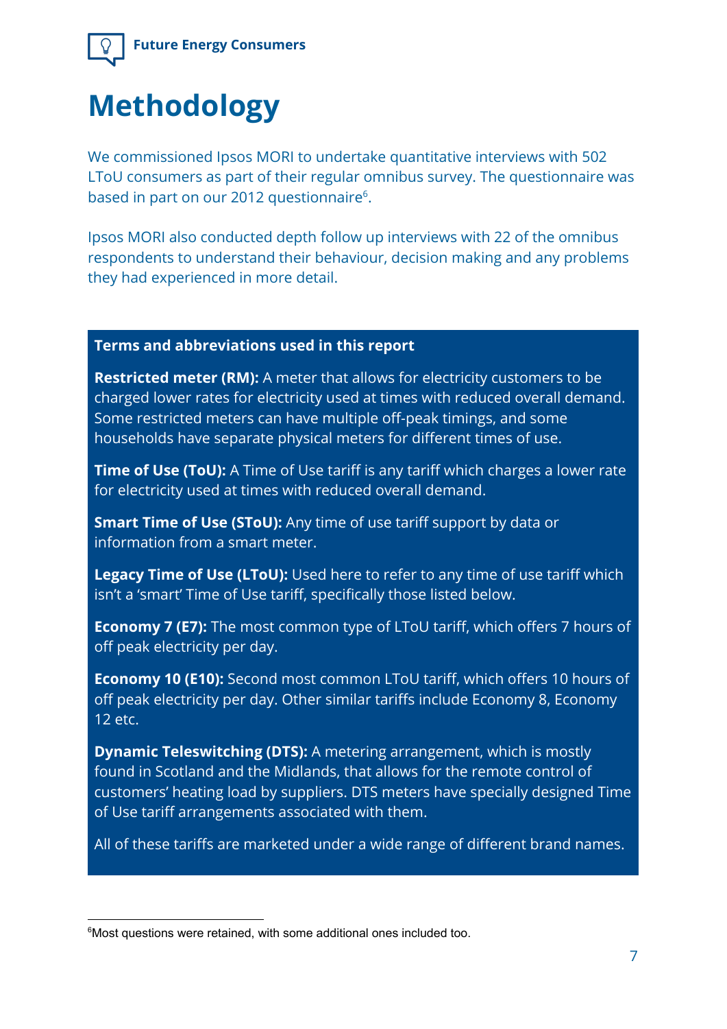# Methodology

We commissioned Ipsos MORI to undertake quantitative interviews with 502 LToU consumers as part of their regular omnibus survey. The questionnaire was based in part on our 2012 questionnaire[6].

Ipsos MORI also conducted depth follow up interviews with 22 of the omnibus respondents to understand their behaviour, decision making and any problems they had experienced in more detail.

**Terms and abbreviations used in this report**

**Restricted meter (RM):** A meter that allows for electricity customers to be charged lower rates for electricity used at times with reduced overall demand. Some restricted meters can have multiple off-peak timings, and some households have separate physical meters for different times of use.

**Time of Use (ToU):** A Time of Use tariff is any tariff which charges a lower rate for electricity used at times with reduced overall demand.

**Smart Time of Use (SToU):** Any time of use tariff support by data or information from a smart meter.

**Legacy Time of Use (LToU):** Used here to refer to any time of use tariff which isn't a 'smart' Time of Use tariff, specifically those listed below.

**Economy 7 (E7):** The most common type of LToU tariff, which offers 7 hours of off peak electricity per day.

**Economy 10 (E10):** Second most common LToU tariff, which offers 10 hours of off peak electricity per day. Other similar tariffs include Economy 8, Economy 12 etc.

**Dynamic Teleswitching (DTS):** A metering arrangement, which is mostly found in Scotland and the Midlands, that allows for the remote control of customers' heating load by suppliers. DTS meters have specially designed Time of Use tariff arrangements associated with them.

All of these tariffs are marketed under a wide range of different brand names.

[6] Most questions were retained, with some additional ones included too.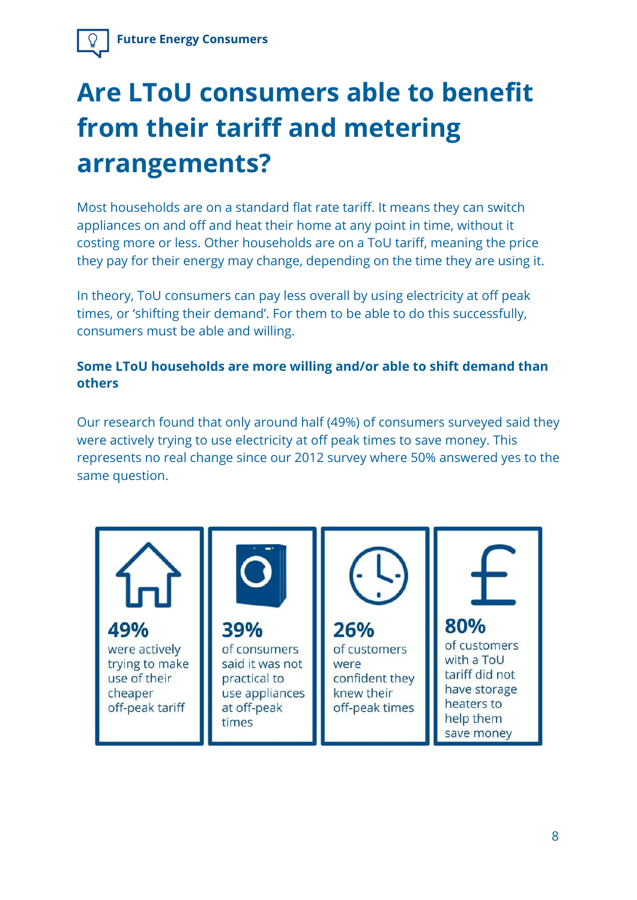# Are LToU consumers able to benefit from their tariff and metering arrangements?

Most households are on a standard flat rate tariff. It means they can switch appliances on and off and heat their home at any point in time, without it costing more or less. Other households are on a ToU tariff, meaning the price they pay for their energy may change, depending on the time they are using it.

In theory, ToU consumers can pay less overall by using electricity at off peak times, or 'shifting their demand'. For them to be able to do this successfully, consumers must be able and willing.

### Some LToU households are more willing and/or able to shift demand than others

Our research found that only around half (49%) of consumers surveyed said they were actively trying to use electricity at off peak times to save money. This represents no real change since our 2012 survey where 50% answered yes to the same question.

**49%** were actively trying to make use of their cheaper off-peak tariff

**39%** of consumers said it was not practical to use appliances at off-peak times

**26%** of customers were confident they knew their off-peak times

**80%** of customers with a ToU tariff did not have storage heaters to help them save money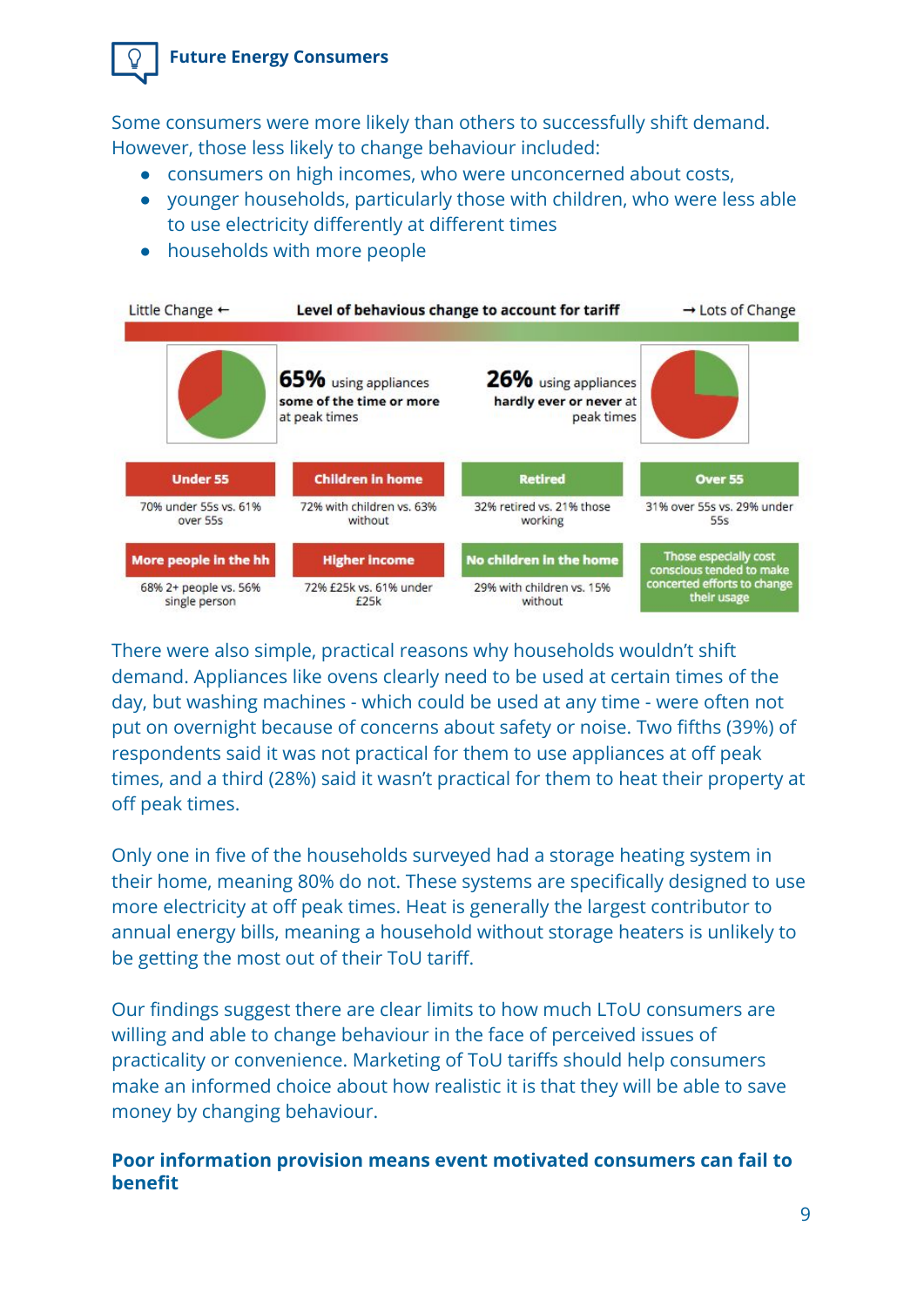Some consumers were more likely than others to successfully shift demand. However, those less likely to change behaviour included:

- consumers on high incomes, who were unconcerned about costs,
- younger households, particularly those with children, who were less able to use electricity differently at different times
- households with more people

Little Change ← **Level of behavious change to account for tariff** → Lots of Change

**65%** using appliances **some of the time or more** at peak times

**26%** using appliances **hardly ever or never** at peak times

| Little Change | | Lots of Change | |
|---|---|---|---|
| **Under 55** | **Children in home** | **Retired** | **Over 55** |
| 70% under 55s vs. 61% over 55s | 72% with children vs. 63% without | 32% retired vs. 21% those working | 31% over 55s vs. 29% under 55s |
| **More people in the hh** | **Higher income** | **No children in the home** | Those especially cost conscious tended to make concerted efforts to change their usage |
| 68% 2+ people vs. 56% single person | 72% £25k vs. 61% under £25k | 29% with children vs. 15% without | |

There were also simple, practical reasons why households wouldn't shift demand. Appliances like ovens clearly need to be used at certain times of the day, but washing machines - which could be used at any time - were often not put on overnight because of concerns about safety or noise. Two fifths (39%) of respondents said it was not practical for them to use appliances at off peak times, and a third (28%) said it wasn't practical for them to heat their property at off peak times.

Only one in five of the households surveyed had a storage heating system in their home, meaning 80% do not. These systems are specifically designed to use more electricity at off peak times. Heat is generally the largest contributor to annual energy bills, meaning a household without storage heaters is unlikely to be getting the most out of their ToU tariff.

Our findings suggest there are clear limits to how much LToU consumers are willing and able to change behaviour in the face of perceived issues of practicality or convenience. Marketing of ToU tariffs should help consumers make an informed choice about how realistic it is that they will be able to save money by changing behaviour.

### Poor information provision means event motivated consumers can fail to benefit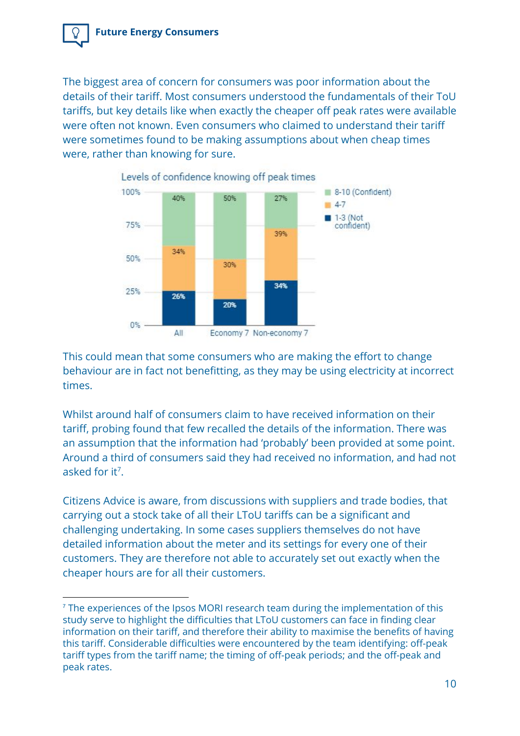The biggest area of concern for consumers was poor information about the details of their tariff. Most consumers understood the fundamentals of their ToU tariffs, but key details like when exactly the cheaper off peak rates were available were often not known. Even consumers who claimed to understand their tariff were sometimes found to be making assumptions about when cheap times were, rather than knowing for sure.

Levels of confidence knowing off peak times

| | All | Economy 7 | Non-economy 7 |
|---|---|---|---|
| 8-10 (Confident) | 40% | 50% | 27% |
| 4-7 | 34% | 30% | 39% |
| 1-3 (Not confident) | 26% | 20% | 34% |

This could mean that some consumers who are making the effort to change behaviour are in fact not benefitting, as they may be using electricity at incorrect times.

Whilst around half of consumers claim to have received information on their tariff, probing found that few recalled the details of the information. There was an assumption that the information had 'probably' been provided at some point. Around a third of consumers said they had received no information, and had not asked for it[7].

Citizens Advice is aware, from discussions with suppliers and trade bodies, that carrying out a stock take of all their LToU tariffs can be a significant and challenging undertaking. In some cases suppliers themselves do not have detailed information about the meter and its settings for every one of their customers. They are therefore not able to accurately set out exactly when the cheaper hours are for all their customers.

[7] The experiences of the Ipsos MORI research team during the implementation of this study serve to highlight the difficulties that LToU customers can face in finding clear information on their tariff, and therefore their ability to maximise the benefits of having this tariff. Considerable difficulties were encountered by the team identifying: off-peak tariff types from the tariff name; the timing of off-peak periods; and the off-peak and peak rates.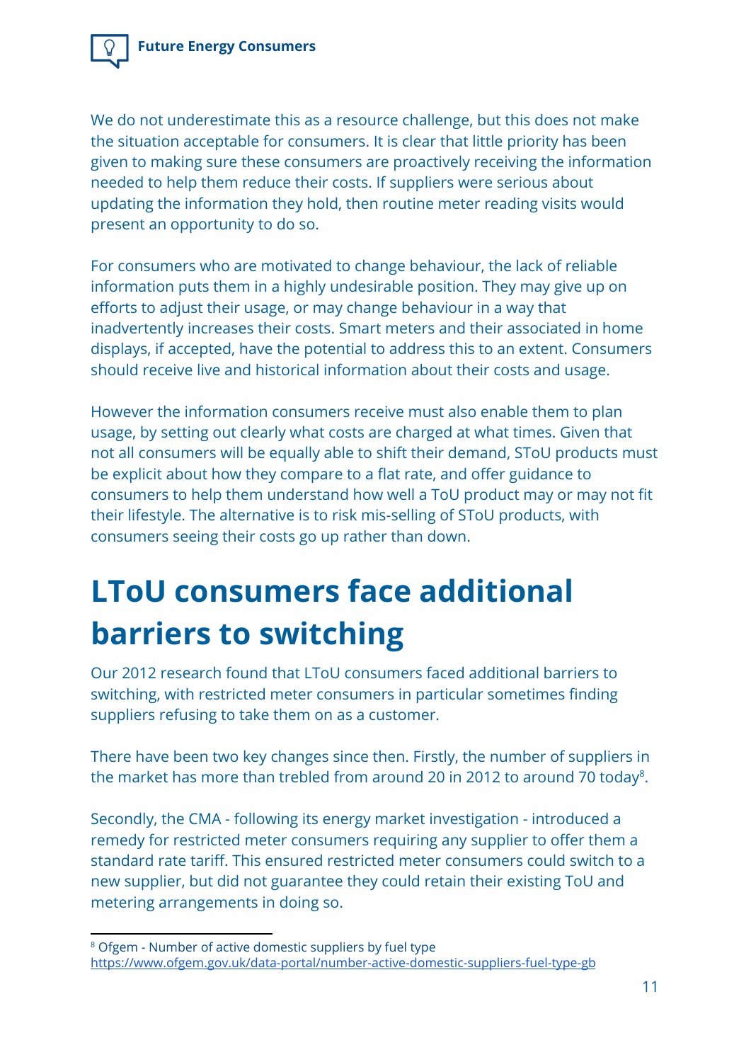We do not underestimate this as a resource challenge, but this does not make the situation acceptable for consumers. It is clear that little priority has been given to making sure these consumers are proactively receiving the information needed to help them reduce their costs. If suppliers were serious about updating the information they hold, then routine meter reading visits would present an opportunity to do so.

For consumers who are motivated to change behaviour, the lack of reliable information puts them in a highly undesirable position. They may give up on efforts to adjust their usage, or may change behaviour in a way that inadvertently increases their costs. Smart meters and their associated in home displays, if accepted, have the potential to address this to an extent. Consumers should receive live and historical information about their costs and usage.

However the information consumers receive must also enable them to plan usage, by setting out clearly what costs are charged at what times. Given that not all consumers will be equally able to shift their demand, SToU products must be explicit about how they compare to a flat rate, and offer guidance to consumers to help them understand how well a ToU product may or may not fit their lifestyle. The alternative is to risk mis-selling of SToU products, with consumers seeing their costs go up rather than down.

# LToU consumers face additional barriers to switching

Our 2012 research found that LToU consumers faced additional barriers to switching, with restricted meter consumers in particular sometimes finding suppliers refusing to take them on as a customer.

There have been two key changes since then. Firstly, the number of suppliers in the market has more than trebled from around 20 in 2012 to around 70 today[8].

Secondly, the CMA - following its energy market investigation - introduced a remedy for restricted meter consumers requiring any supplier to offer them a standard rate tariff. This ensured restricted meter consumers could switch to a new supplier, but did not guarantee they could retain their existing ToU and metering arrangements in doing so.

---

[8] Ofgem - Number of active domestic suppliers by fuel type https://www.ofgem.gov.uk/data-portal/number-active-domestic-suppliers-fuel-type-gb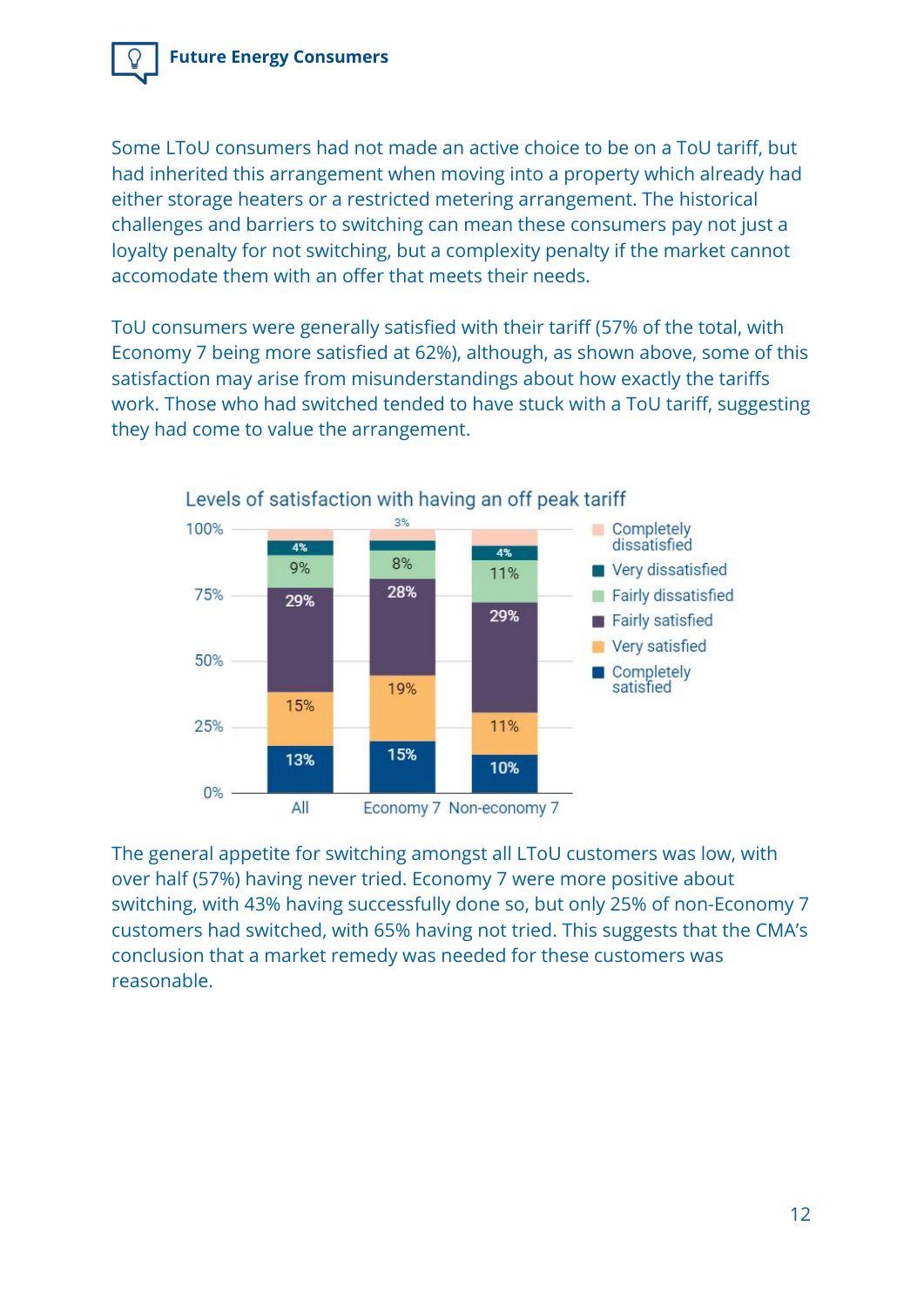Some LToU consumers had not made an active choice to be on a ToU tariff, but had inherited this arrangement when moving into a property which already had either storage heaters or a restricted metering arrangement. The historical challenges and barriers to switching can mean these consumers pay not just a loyalty penalty for not switching, but a complexity penalty if the market cannot accomodate them with an offer that meets their needs.

ToU consumers were generally satisfied with their tariff (57% of the total, with Economy 7 being more satisfied at 62%), although, as shown above, some of this satisfaction may arise from misunderstandings about how exactly the tariffs work. Those who had switched tended to have stuck with a ToU tariff, suggesting they had come to value the arrangement.

**Levels of satisfaction with having an off peak tariff**

| | All | Economy 7 | Non-economy 7 |
|---|---|---|---|
| Completely dissatisfied | | 3% | |
| Very dissatisfied | 4% | | 4% |
| Fairly dissatisfied | 9% | 8% | 11% |
| Fairly satisfied | 29% | 28% | 29% |
| Very satisfied | 15% | 19% | 11% |
| Completely satisfied | 13% | 15% | 10% |

The general appetite for switching amongst all LToU customers was low, with over half (57%) having never tried. Economy 7 were more positive about switching, with 43% having successfully done so, but only 25% of non-Economy 7 customers had switched, with 65% having not tried. This suggests that the CMA's conclusion that a market remedy was needed for these customers was reasonable.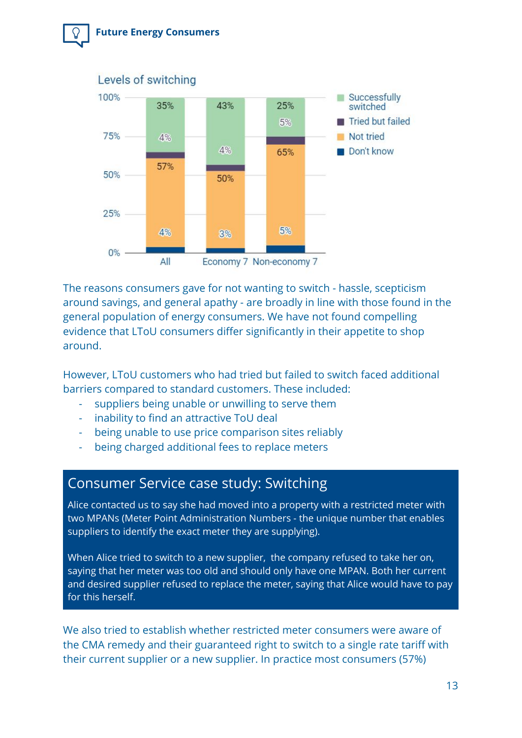Levels of switching

| | All | Economy 7 | Non-economy 7 |
|---|---|---|---|
| Successfully switched | 35% | 43% | 25% |
| Tried but failed | 4% | 4% | 5% |
| Not tried | 57% | 50% | 65% |
| Don't know | 4% | 3% | 5% |

The reasons consumers gave for not wanting to switch - hassle, scepticism around savings, and general apathy - are broadly in line with those found in the general population of energy consumers. We have not found compelling evidence that LToU consumers differ significantly in their appetite to shop around.

However, LToU customers who had tried but failed to switch faced additional barriers compared to standard customers. These included:

- suppliers being unable or unwilling to serve them
- inability to find an attractive ToU deal
- being unable to use price comparison sites reliably
- being charged additional fees to replace meters

## Consumer Service case study: Switching

Alice contacted us to say she had moved into a property with a restricted meter with two MPANs (Meter Point Administration Numbers - the unique number that enables suppliers to identify the exact meter they are supplying).

When Alice tried to switch to a new supplier, the company refused to take her on, saying that her meter was too old and should only have one MPAN. Both her current and desired supplier refused to replace the meter, saying that Alice would have to pay for this herself.

We also tried to establish whether restricted meter consumers were aware of the CMA remedy and their guaranteed right to switch to a single rate tariff with their current supplier or a new supplier. In practice most consumers (57%)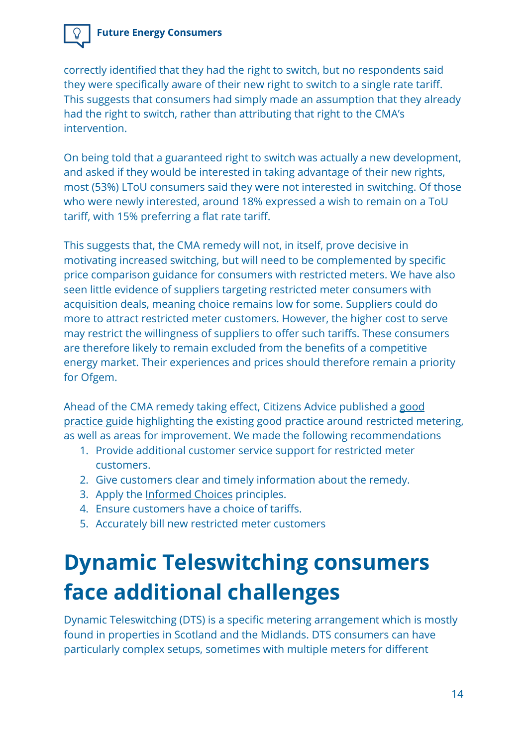correctly identified that they had the right to switch, but no respondents said they were specifically aware of their new right to switch to a single rate tariff. This suggests that consumers had simply made an assumption that they already had the right to switch, rather than attributing that right to the CMA's intervention.

On being told that a guaranteed right to switch was actually a new development, and asked if they would be interested in taking advantage of their new rights, most (53%) LToU consumers said they were not interested in switching. Of those who were newly interested, around 18% expressed a wish to remain on a ToU tariff, with 15% preferring a flat rate tariff.

This suggests that, the CMA remedy will not, in itself, prove decisive in motivating increased switching, but will need to be complemented by specific price comparison guidance for consumers with restricted meters. We have also seen little evidence of suppliers targeting restricted meter consumers with acquisition deals, meaning choice remains low for some. Suppliers could do more to attract restricted meter customers. However, the higher cost to serve may restrict the willingness of suppliers to offer such tariffs. These consumers are therefore likely to remain excluded from the benefits of a competitive energy market. Their experiences and prices should therefore remain a priority for Ofgem.

Ahead of the CMA remedy taking effect, Citizens Advice published a good practice guide highlighting the existing good practice around restricted metering, as well as areas for improvement. We made the following recommendations

1. Provide additional customer service support for restricted meter customers.
2. Give customers clear and timely information about the remedy.
3. Apply the Informed Choices principles.
4. Ensure customers have a choice of tariffs.
5. Accurately bill new restricted meter customers

# Dynamic Teleswitching consumers face additional challenges

Dynamic Teleswitching (DTS) is a specific metering arrangement which is mostly found in properties in Scotland and the Midlands. DTS consumers can have particularly complex setups, sometimes with multiple meters for different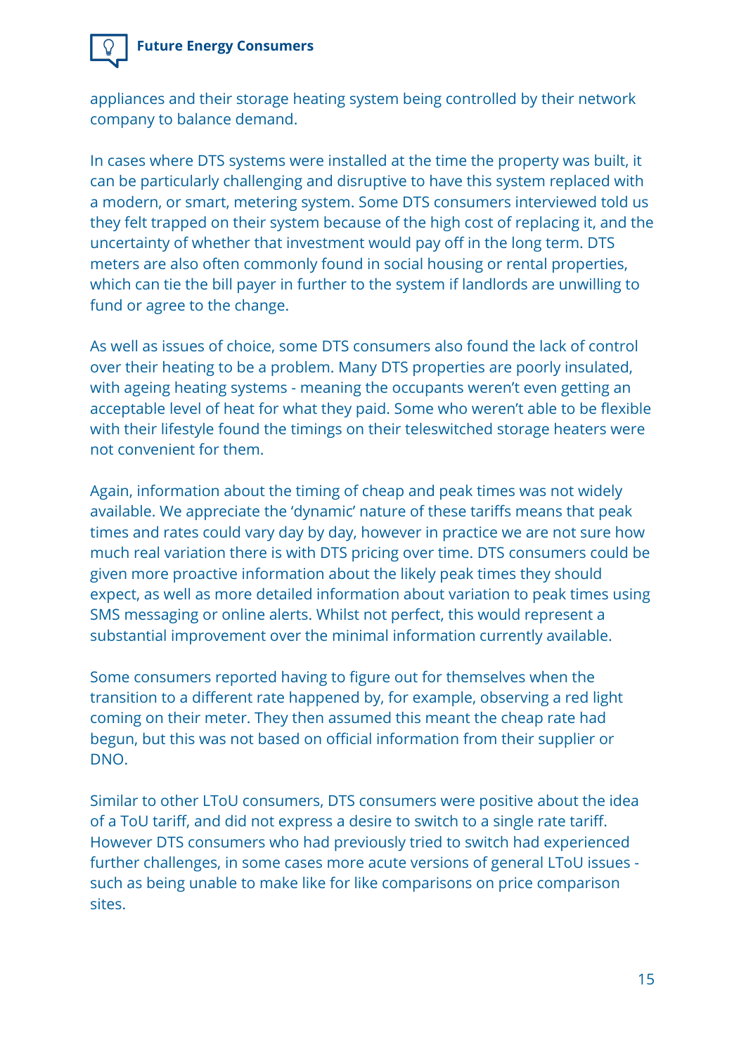appliances and their storage heating system being controlled by their network company to balance demand.

In cases where DTS systems were installed at the time the property was built, it can be particularly challenging and disruptive to have this system replaced with a modern, or smart, metering system. Some DTS consumers interviewed told us they felt trapped on their system because of the high cost of replacing it, and the uncertainty of whether that investment would pay off in the long term. DTS meters are also often commonly found in social housing or rental properties, which can tie the bill payer in further to the system if landlords are unwilling to fund or agree to the change.

As well as issues of choice, some DTS consumers also found the lack of control over their heating to be a problem. Many DTS properties are poorly insulated, with ageing heating systems - meaning the occupants weren't even getting an acceptable level of heat for what they paid. Some who weren't able to be flexible with their lifestyle found the timings on their teleswitched storage heaters were not convenient for them.

Again, information about the timing of cheap and peak times was not widely available. We appreciate the 'dynamic' nature of these tariffs means that peak times and rates could vary day by day, however in practice we are not sure how much real variation there is with DTS pricing over time. DTS consumers could be given more proactive information about the likely peak times they should expect, as well as more detailed information about variation to peak times using SMS messaging or online alerts. Whilst not perfect, this would represent a substantial improvement over the minimal information currently available.

Some consumers reported having to figure out for themselves when the transition to a different rate happened by, for example, observing a red light coming on their meter. They then assumed this meant the cheap rate had begun, but this was not based on official information from their supplier or DNO.

Similar to other LToU consumers, DTS consumers were positive about the idea of a ToU tariff, and did not express a desire to switch to a single rate tariff. However DTS consumers who had previously tried to switch had experienced further challenges, in some cases more acute versions of general LToU issues - such as being unable to make like for like comparisons on price comparison sites.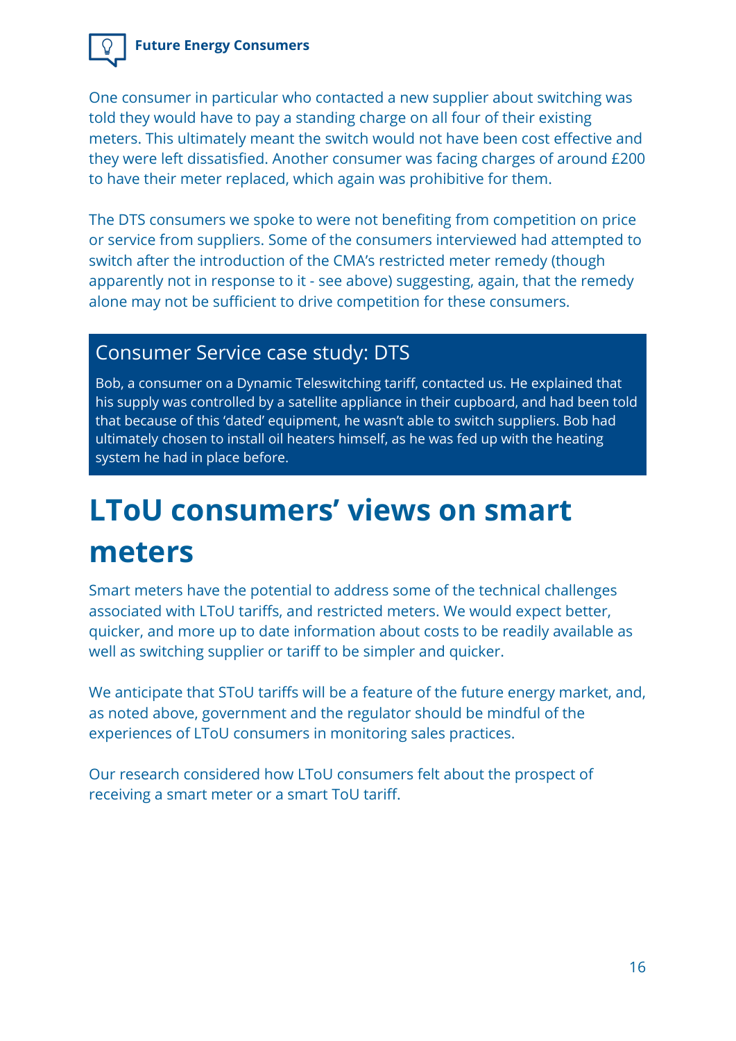One consumer in particular who contacted a new supplier about switching was told they would have to pay a standing charge on all four of their existing meters. This ultimately meant the switch would not have been cost effective and they were left dissatisfied. Another consumer was facing charges of around £200 to have their meter replaced, which again was prohibitive for them.

The DTS consumers we spoke to were not benefiting from competition on price or service from suppliers. Some of the consumers interviewed had attempted to switch after the introduction of the CMA's restricted meter remedy (though apparently not in response to it - see above) suggesting, again, that the remedy alone may not be sufficient to drive competition for these consumers.

### Consumer Service case study: DTS

Bob, a consumer on a Dynamic Teleswitching tariff, contacted us. He explained that his supply was controlled by a satellite appliance in their cupboard, and had been told that because of this 'dated' equipment, he wasn't able to switch suppliers. Bob had ultimately chosen to install oil heaters himself, as he was fed up with the heating system he had in place before.

# LToU consumers' views on smart meters

Smart meters have the potential to address some of the technical challenges associated with LToU tariffs, and restricted meters. We would expect better, quicker, and more up to date information about costs to be readily available as well as switching supplier or tariff to be simpler and quicker.

We anticipate that SToU tariffs will be a feature of the future energy market, and, as noted above, government and the regulator should be mindful of the experiences of LToU consumers in monitoring sales practices.

Our research considered how LToU consumers felt about the prospect of receiving a smart meter or a smart ToU tariff.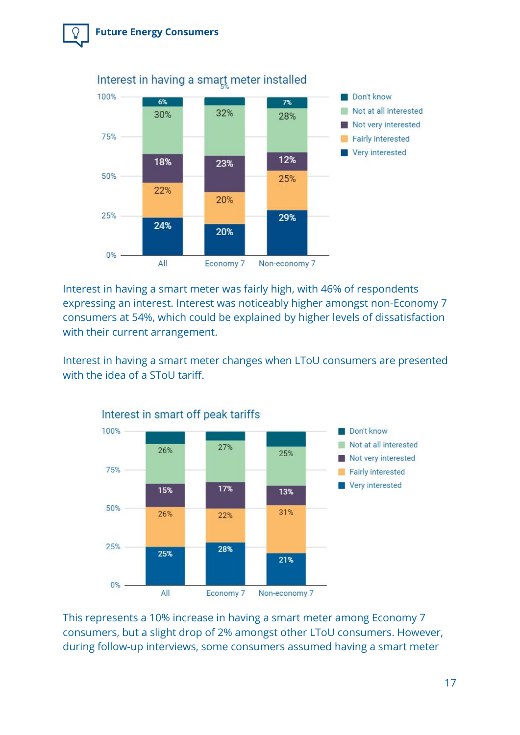Interest in having a smart meter installed

| | All | Economy 7 | Non-economy 7 |
|---|---|---|---|
| Very interested | 24% | 20% | 29% |
| Fairly interested | 22% | 20% | 25% |
| Not very interested | 18% | 23% | 12% |
| Not at all interested | 30% | 32% | 28% |
| Don't know | 6% | 5% | 7% |

Interest in having a smart meter was fairly high, with 46% of respondents expressing an interest. Interest was noticeably higher amongst non-Economy 7 consumers at 54%, which could be explained by higher levels of dissatisfaction with their current arrangement.

Interest in having a smart meter changes when LToU consumers are presented with the idea of a SToU tariff.

Interest in smart off peak tariffs

| | All | Economy 7 | Non-economy 7 |
|---|---|---|---|
| Very interested | 25% | 28% | 21% |
| Fairly interested | 26% | 22% | 31% |
| Not very interested | 15% | 17% | 13% |
| Not at all interested | 26% | 27% | 25% |
| Don't know | | | |

This represents a 10% increase in having a smart meter among Economy 7 consumers, but a slight drop of 2% amongst other LToU consumers. However, during follow-up interviews, some consumers assumed having a smart meter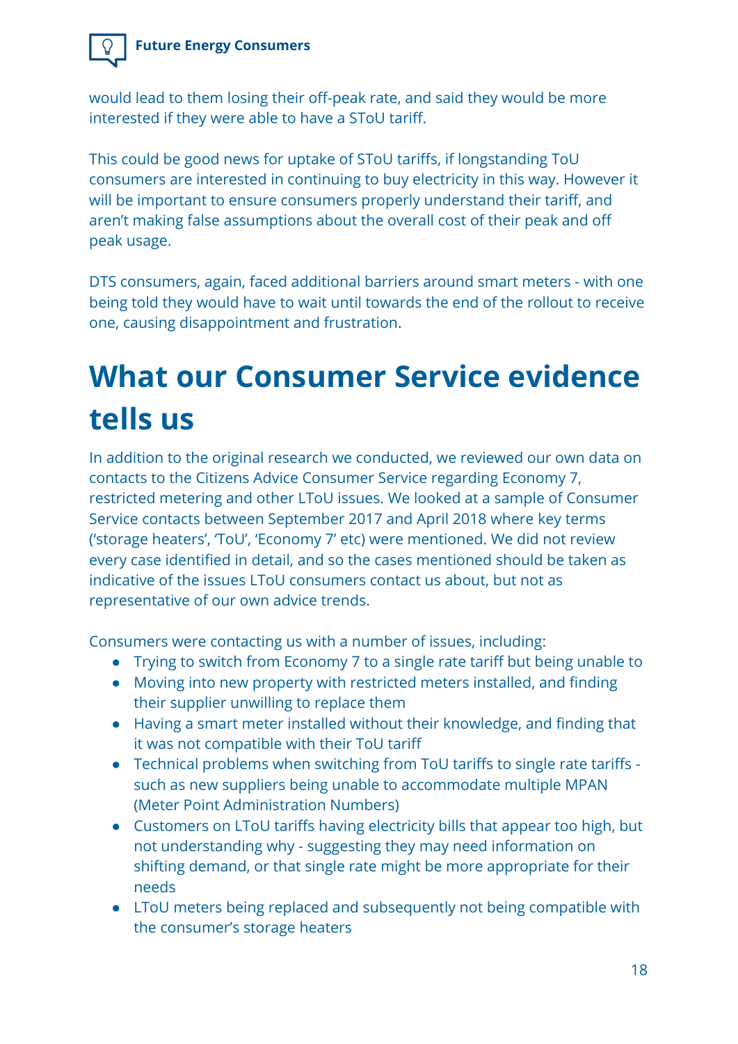would lead to them losing their off-peak rate, and said they would be more interested if they were able to have a SToU tariff.

This could be good news for uptake of SToU tariffs, if longstanding ToU consumers are interested in continuing to buy electricity in this way. However it will be important to ensure consumers properly understand their tariff, and aren't making false assumptions about the overall cost of their peak and off peak usage.

DTS consumers, again, faced additional barriers around smart meters - with one being told they would have to wait until towards the end of the rollout to receive one, causing disappointment and frustration.

# What our Consumer Service evidence tells us

In addition to the original research we conducted, we reviewed our own data on contacts to the Citizens Advice Consumer Service regarding Economy 7, restricted metering and other LToU issues. We looked at a sample of Consumer Service contacts between September 2017 and April 2018 where key terms ('storage heaters', 'ToU', 'Economy 7' etc) were mentioned. We did not review every case identified in detail, and so the cases mentioned should be taken as indicative of the issues LToU consumers contact us about, but not as representative of our own advice trends.

Consumers were contacting us with a number of issues, including:

- Trying to switch from Economy 7 to a single rate tariff but being unable to
- Moving into new property with restricted meters installed, and finding their supplier unwilling to replace them
- Having a smart meter installed without their knowledge, and finding that it was not compatible with their ToU tariff
- Technical problems when switching from ToU tariffs to single rate tariffs - such as new suppliers being unable to accommodate multiple MPAN (Meter Point Administration Numbers)
- Customers on LToU tariffs having electricity bills that appear too high, but not understanding why - suggesting they may need information on shifting demand, or that single rate might be more appropriate for their needs
- LToU meters being replaced and subsequently not being compatible with the consumer's storage heaters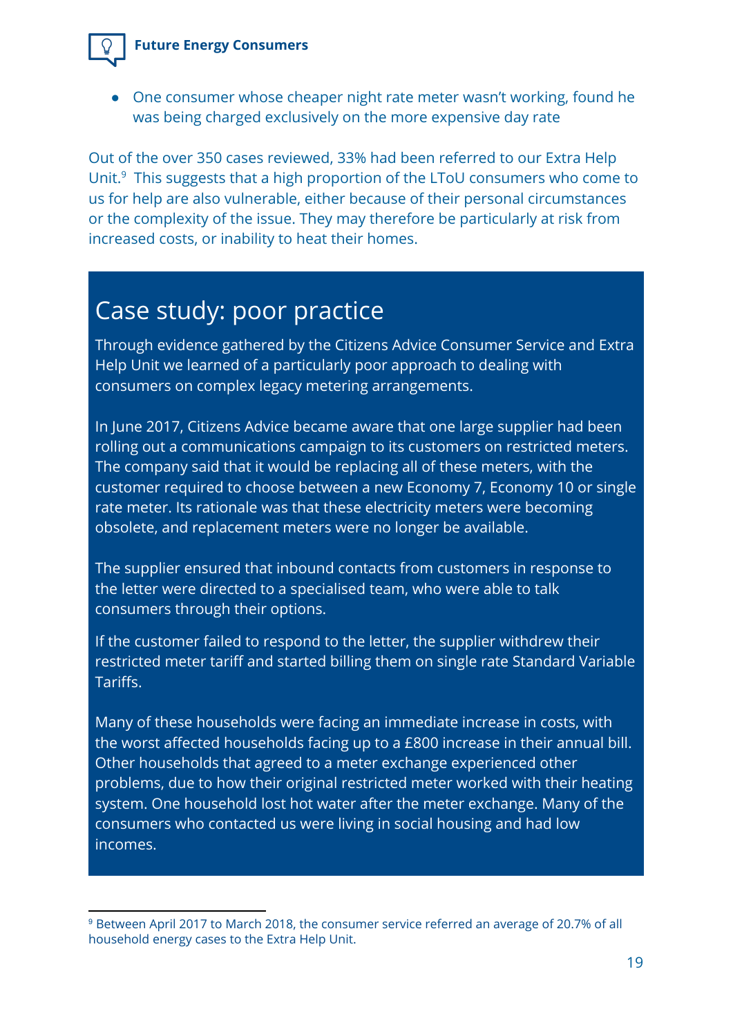- One consumer whose cheaper night rate meter wasn't working, found he was being charged exclusively on the more expensive day rate

Out of the over 350 cases reviewed, 33% had been referred to our Extra Help Unit.[9] This suggests that a high proportion of the LToU consumers who come to us for help are also vulnerable, either because of their personal circumstances or the complexity of the issue. They may therefore be particularly at risk from increased costs, or inability to heat their homes.

## Case study: poor practice

Through evidence gathered by the Citizens Advice Consumer Service and Extra Help Unit we learned of a particularly poor approach to dealing with consumers on complex legacy metering arrangements.

In June 2017, Citizens Advice became aware that one large supplier had been rolling out a communications campaign to its customers on restricted meters. The company said that it would be replacing all of these meters, with the customer required to choose between a new Economy 7, Economy 10 or single rate meter. Its rationale was that these electricity meters were becoming obsolete, and replacement meters were no longer be available.

The supplier ensured that inbound contacts from customers in response to the letter were directed to a specialised team, who were able to talk consumers through their options.

If the customer failed to respond to the letter, the supplier withdrew their restricted meter tariff and started billing them on single rate Standard Variable Tariffs.

Many of these households were facing an immediate increase in costs, with the worst affected households facing up to a £800 increase in their annual bill. Other households that agreed to a meter exchange experienced other problems, due to how their original restricted meter worked with their heating system. One household lost hot water after the meter exchange. Many of the consumers who contacted us were living in social housing and had low incomes.

---

[9] Between April 2017 to March 2018, the consumer service referred an average of 20.7% of all household energy cases to the Extra Help Unit.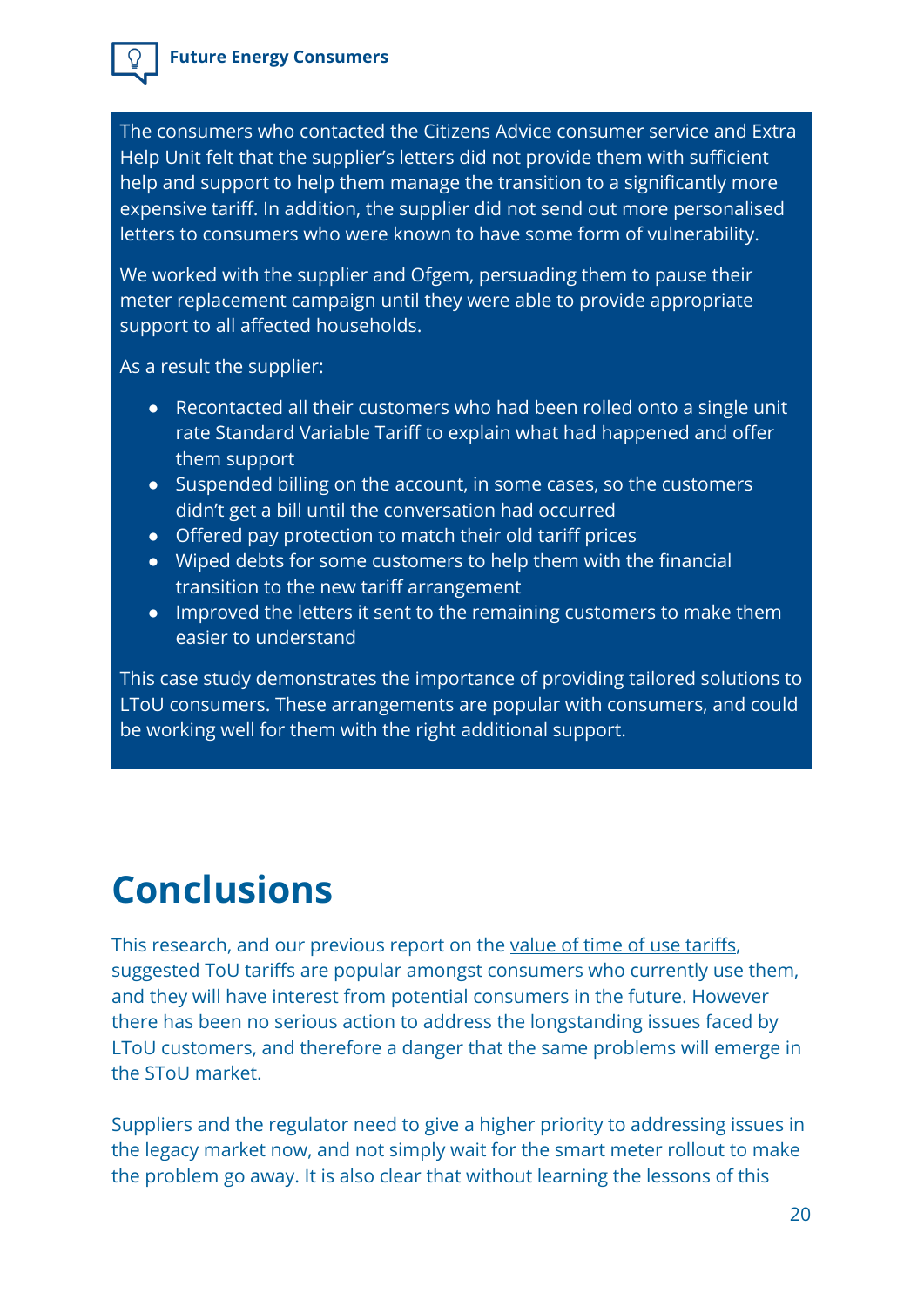The consumers who contacted the Citizens Advice consumer service and Extra Help Unit felt that the supplier's letters did not provide them with sufficient help and support to help them manage the transition to a significantly more expensive tariff. In addition, the supplier did not send out more personalised letters to consumers who were known to have some form of vulnerability.

We worked with the supplier and Ofgem, persuading them to pause their meter replacement campaign until they were able to provide appropriate support to all affected households.

As a result the supplier:

- Recontacted all their customers who had been rolled onto a single unit rate Standard Variable Tariff to explain what had happened and offer them support
- Suspended billing on the account, in some cases, so the customers didn't get a bill until the conversation had occurred
- Offered pay protection to match their old tariff prices
- Wiped debts for some customers to help them with the financial transition to the new tariff arrangement
- Improved the letters it sent to the remaining customers to make them easier to understand

This case study demonstrates the importance of providing tailored solutions to LToU consumers. These arrangements are popular with consumers, and could be working well for them with the right additional support.

# Conclusions

This research, and our previous report on the value of time of use tariffs, suggested ToU tariffs are popular amongst consumers who currently use them, and they will have interest from potential consumers in the future. However there has been no serious action to address the longstanding issues faced by LToU customers, and therefore a danger that the same problems will emerge in the SToU market.

Suppliers and the regulator need to give a higher priority to addressing issues in the legacy market now, and not simply wait for the smart meter rollout to make the problem go away. It is also clear that without learning the lessons of this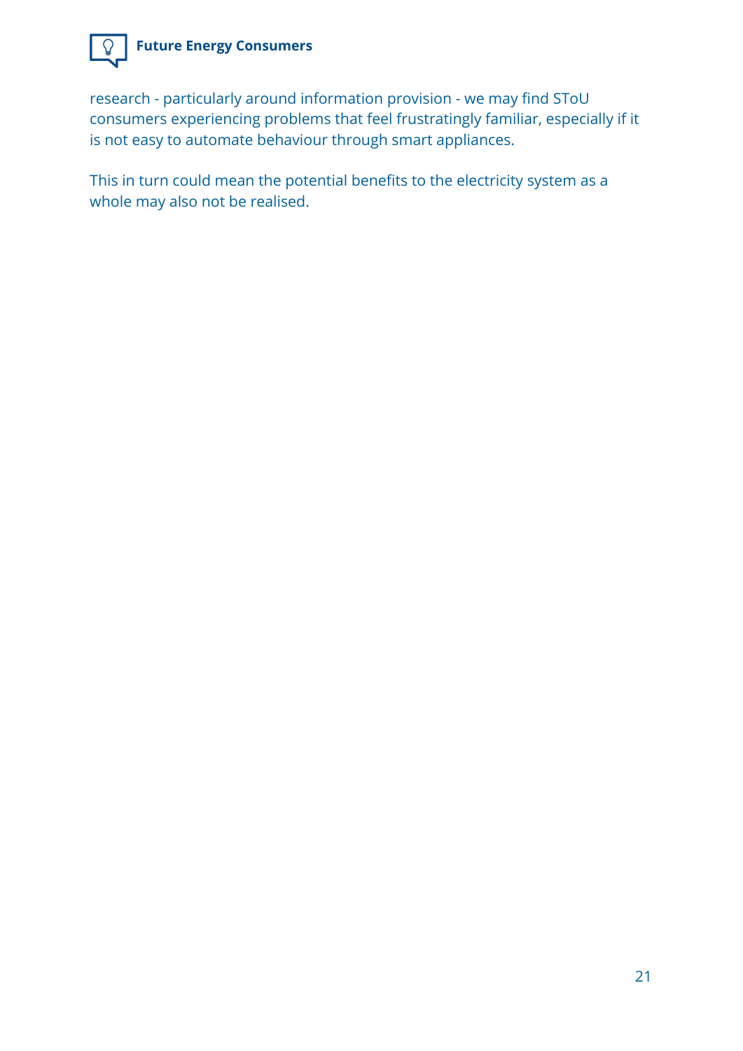research - particularly around information provision - we may find SToU consumers experiencing problems that feel frustratingly familiar, especially if it is not easy to automate behaviour through smart appliances.

This in turn could mean the potential benefits to the electricity system as a whole may also not be realised.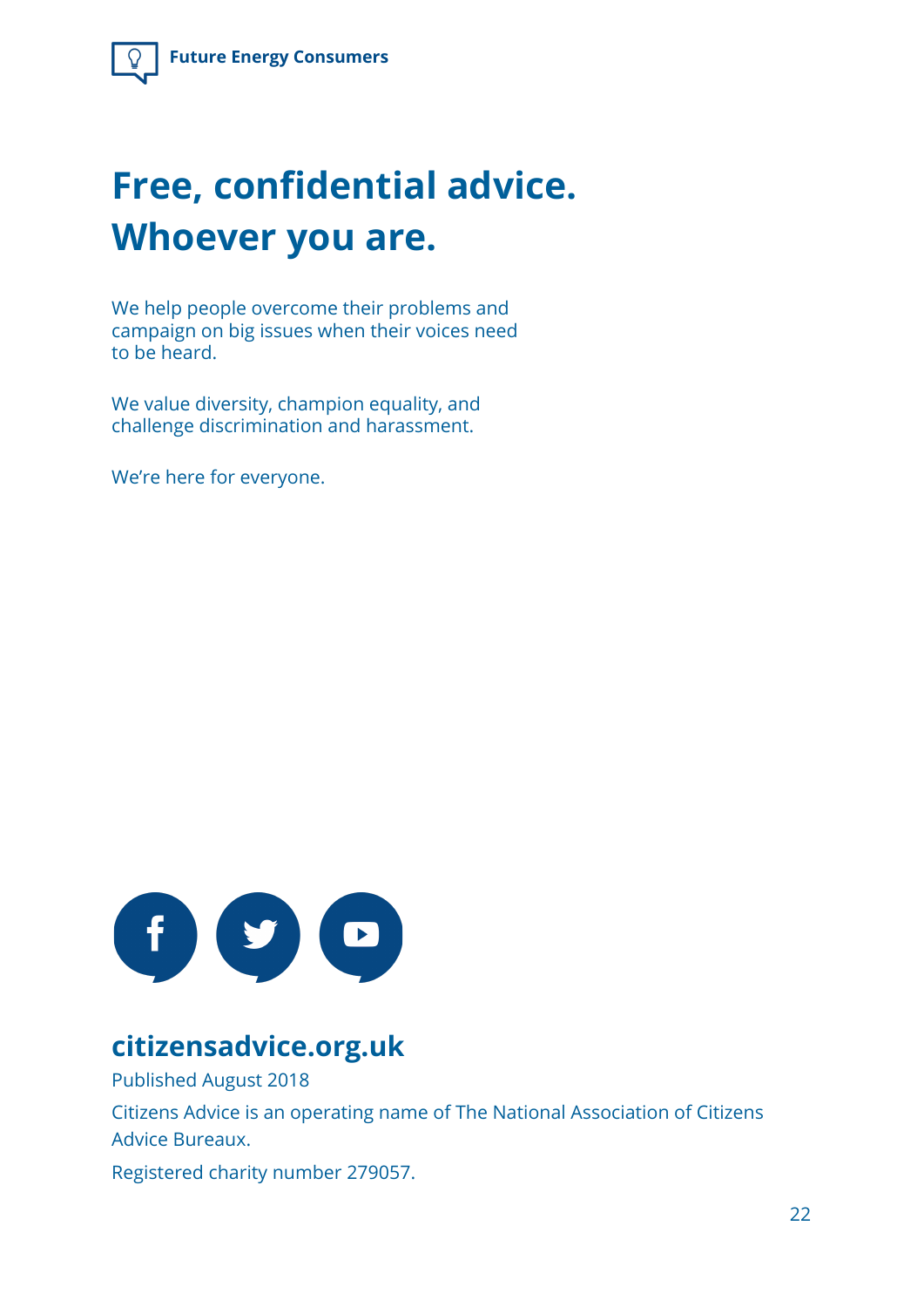# Free, confidential advice. Whoever you are.

We help people overcome their problems and campaign on big issues when their voices need to be heard.

We value diversity, champion equality, and challenge discrimination and harassment.

We're here for everyone.

## citizensadvice.org.uk

Published August 2018

Citizens Advice is an operating name of The National Association of Citizens Advice Bureaux.

Registered charity number 279057.